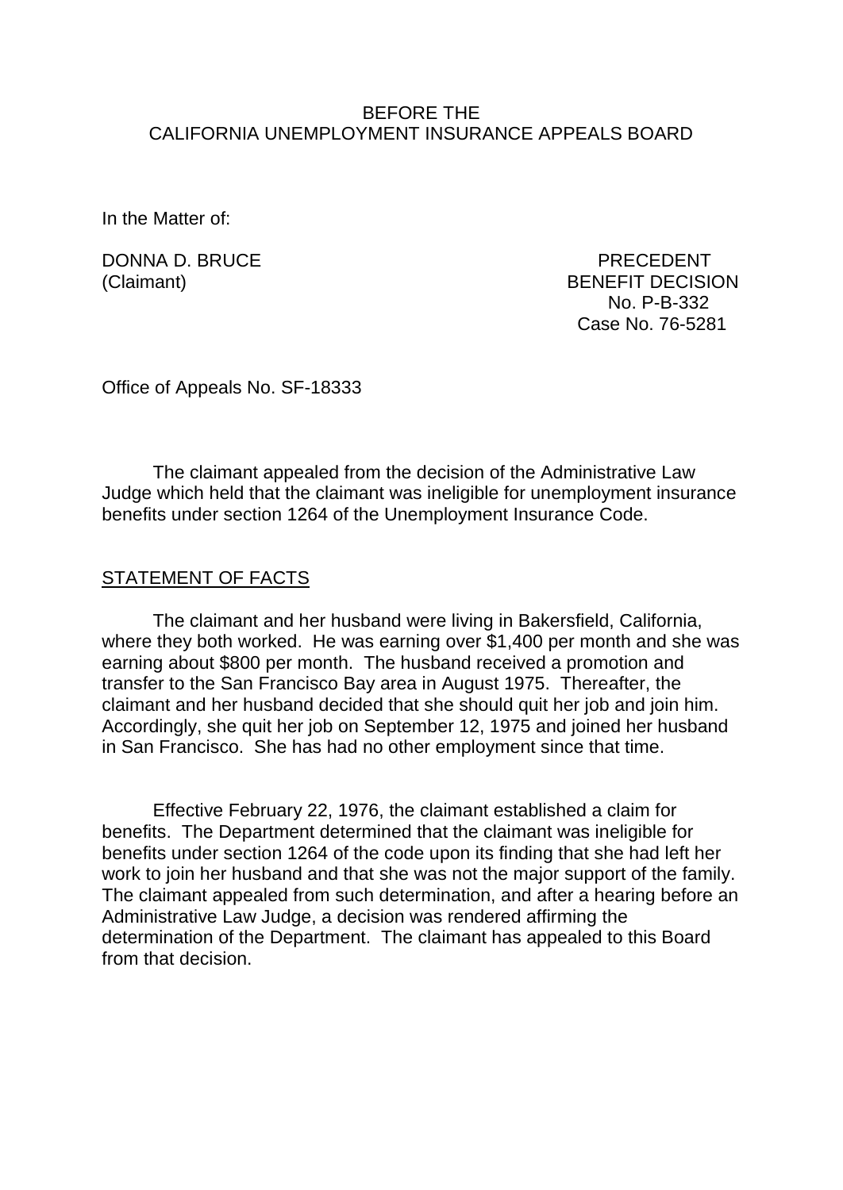BEFORE THE
CALIFORNIA UNEMPLOYMENT INSURANCE APPEALS BOARD

In the Matter of:

DONNA D. BRUCE
(Claimant)

PRECEDENT
BENEFIT DECISION
No. P-B-332
Case No. 76-5281

Office of Appeals No. SF-18333

The claimant appealed from the decision of the Administrative Law Judge which held that the claimant was ineligible for unemployment insurance benefits under section 1264 of the Unemployment Insurance Code.

## STATEMENT OF FACTS

The claimant and her husband were living in Bakersfield, California, where they both worked. He was earning over $1,400 per month and she was earning about $800 per month. The husband received a promotion and transfer to the San Francisco Bay area in August 1975. Thereafter, the claimant and her husband decided that she should quit her job and join him. Accordingly, she quit her job on September 12, 1975 and joined her husband in San Francisco. She has had no other employment since that time.

Effective February 22, 1976, the claimant established a claim for benefits. The Department determined that the claimant was ineligible for benefits under section 1264 of the code upon its finding that she had left her work to join her husband and that she was not the major support of the family. The claimant appealed from such determination, and after a hearing before an Administrative Law Judge, a decision was rendered affirming the determination of the Department. The claimant has appealed to this Board from that decision.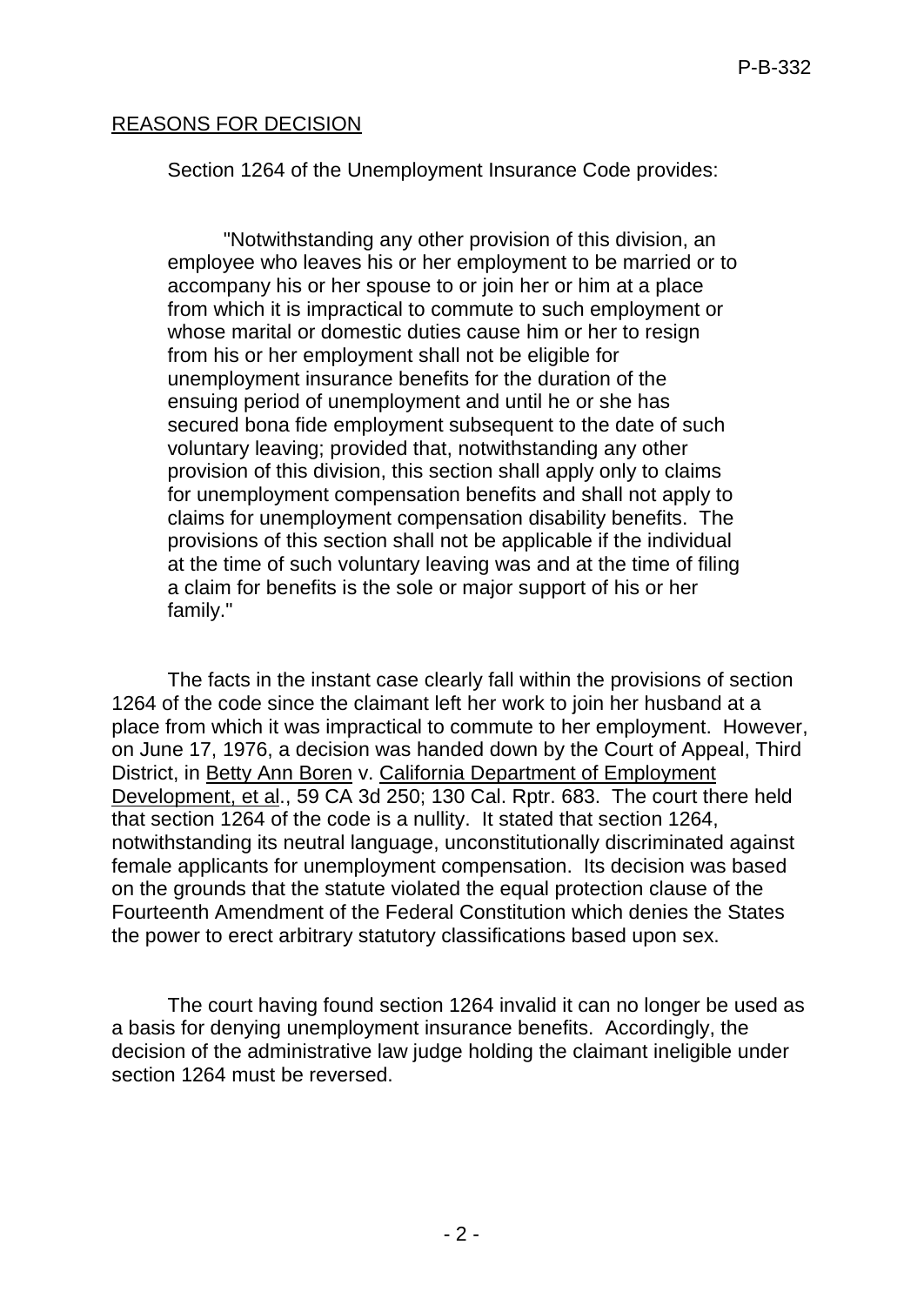## REASONS FOR DECISION

Section 1264 of the Unemployment Insurance Code provides:

> "Notwithstanding any other provision of this division, an employee who leaves his or her employment to be married or to accompany his or her spouse to or join her or him at a place from which it is impractical to commute to such employment or whose marital or domestic duties cause him or her to resign from his or her employment shall not be eligible for unemployment insurance benefits for the duration of the ensuing period of unemployment and until he or she has secured bona fide employment subsequent to the date of such voluntary leaving; provided that, notwithstanding any other provision of this division, this section shall apply only to claims for unemployment compensation benefits and shall not apply to claims for unemployment compensation disability benefits. The provisions of this section shall not be applicable if the individual at the time of such voluntary leaving was and at the time of filing a claim for benefits is the sole or major support of his or her family."

The facts in the instant case clearly fall within the provisions of section 1264 of the code since the claimant left her work to join her husband at a place from which it was impractical to commute to her employment. However, on June 17, 1976, a decision was handed down by the Court of Appeal, Third District, in Betty Ann Boren v. California Department of Employment Development, et al., 59 CA 3d 250; 130 Cal. Rptr. 683. The court there held that section 1264 of the code is a nullity. It stated that section 1264, notwithstanding its neutral language, unconstitutionally discriminated against female applicants for unemployment compensation. Its decision was based on the grounds that the statute violated the equal protection clause of the Fourteenth Amendment of the Federal Constitution which denies the States the power to erect arbitrary statutory classifications based upon sex.

The court having found section 1264 invalid it can no longer be used as a basis for denying unemployment insurance benefits. Accordingly, the decision of the administrative law judge holding the claimant ineligible under section 1264 must be reversed.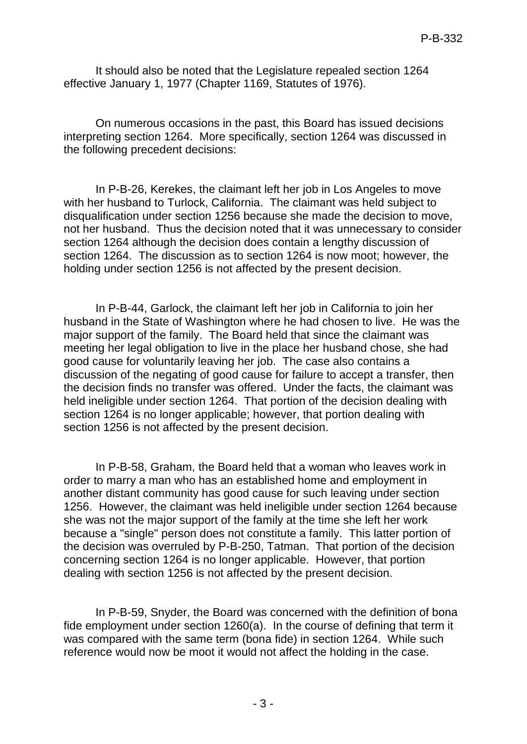It should also be noted that the Legislature repealed section 1264 effective January 1, 1977 (Chapter 1169, Statutes of 1976).

On numerous occasions in the past, this Board has issued decisions interpreting section 1264. More specifically, section 1264 was discussed in the following precedent decisions:

In P-B-26, Kerekes, the claimant left her job in Los Angeles to move with her husband to Turlock, California. The claimant was held subject to disqualification under section 1256 because she made the decision to move, not her husband. Thus the decision noted that it was unnecessary to consider section 1264 although the decision does contain a lengthy discussion of section 1264. The discussion as to section 1264 is now moot; however, the holding under section 1256 is not affected by the present decision.

In P-B-44, Garlock, the claimant left her job in California to join her husband in the State of Washington where he had chosen to live. He was the major support of the family. The Board held that since the claimant was meeting her legal obligation to live in the place her husband chose, she had good cause for voluntarily leaving her job. The case also contains a discussion of the negating of good cause for failure to accept a transfer, then the decision finds no transfer was offered. Under the facts, the claimant was held ineligible under section 1264. That portion of the decision dealing with section 1264 is no longer applicable; however, that portion dealing with section 1256 is not affected by the present decision.

In P-B-58, Graham, the Board held that a woman who leaves work in order to marry a man who has an established home and employment in another distant community has good cause for such leaving under section 1256. However, the claimant was held ineligible under section 1264 because she was not the major support of the family at the time she left her work because a "single" person does not constitute a family. This latter portion of the decision was overruled by P-B-250, Tatman. That portion of the decision concerning section 1264 is no longer applicable. However, that portion dealing with section 1256 is not affected by the present decision.

In P-B-59, Snyder, the Board was concerned with the definition of bona fide employment under section 1260(a). In the course of defining that term it was compared with the same term (bona fide) in section 1264. While such reference would now be moot it would not affect the holding in the case.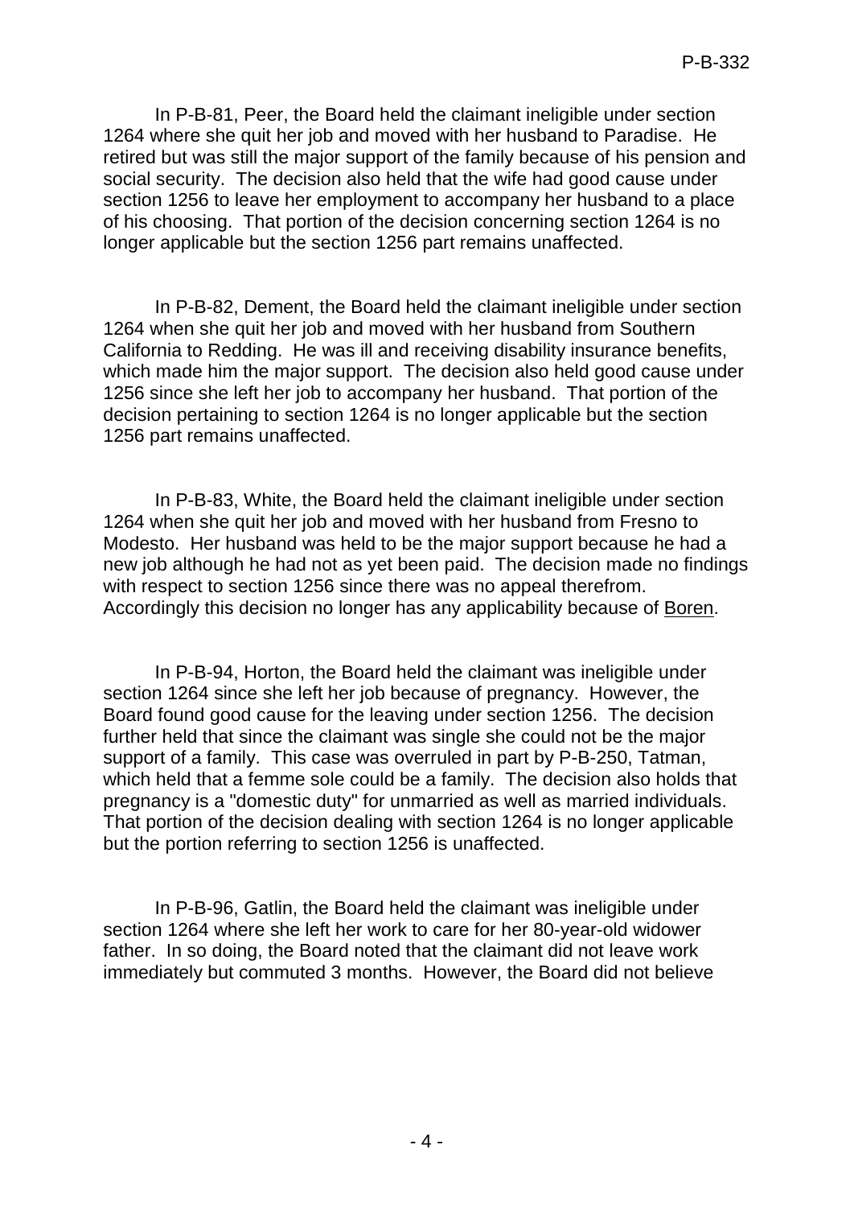In P-B-81, Peer, the Board held the claimant ineligible under section 1264 where she quit her job and moved with her husband to Paradise. He retired but was still the major support of the family because of his pension and social security. The decision also held that the wife had good cause under section 1256 to leave her employment to accompany her husband to a place of his choosing. That portion of the decision concerning section 1264 is no longer applicable but the section 1256 part remains unaffected.

In P-B-82, Dement, the Board held the claimant ineligible under section 1264 when she quit her job and moved with her husband from Southern California to Redding. He was ill and receiving disability insurance benefits, which made him the major support. The decision also held good cause under 1256 since she left her job to accompany her husband. That portion of the decision pertaining to section 1264 is no longer applicable but the section 1256 part remains unaffected.

In P-B-83, White, the Board held the claimant ineligible under section 1264 when she quit her job and moved with her husband from Fresno to Modesto. Her husband was held to be the major support because he had a new job although he had not as yet been paid. The decision made no findings with respect to section 1256 since there was no appeal therefrom. Accordingly this decision no longer has any applicability because of Boren.

In P-B-94, Horton, the Board held the claimant was ineligible under section 1264 since she left her job because of pregnancy. However, the Board found good cause for the leaving under section 1256. The decision further held that since the claimant was single she could not be the major support of a family. This case was overruled in part by P-B-250, Tatman, which held that a femme sole could be a family. The decision also holds that pregnancy is a "domestic duty" for unmarried as well as married individuals. That portion of the decision dealing with section 1264 is no longer applicable but the portion referring to section 1256 is unaffected.

In P-B-96, Gatlin, the Board held the claimant was ineligible under section 1264 where she left her work to care for her 80-year-old widower father. In so doing, the Board noted that the claimant did not leave work immediately but commuted 3 months. However, the Board did not believe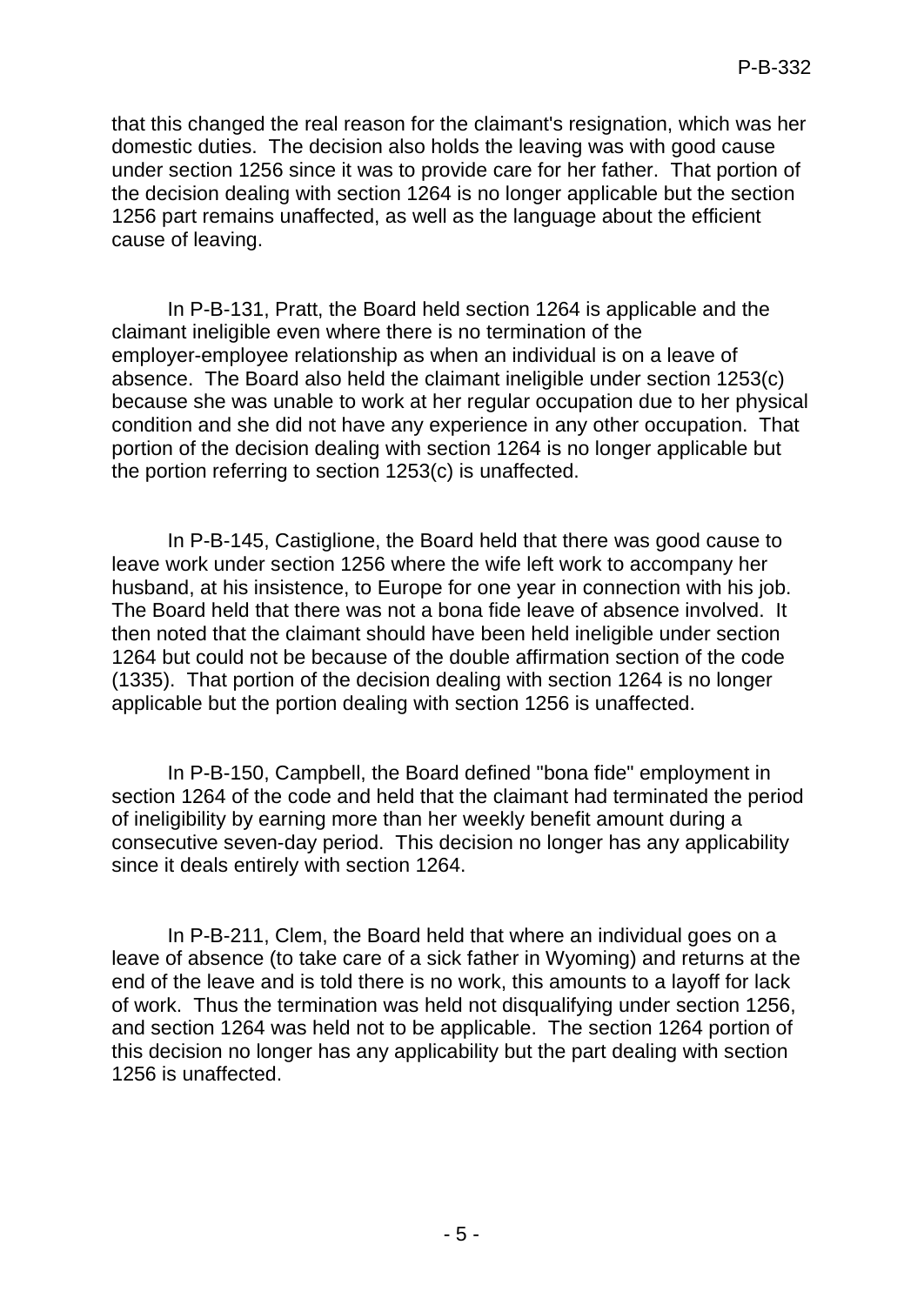that this changed the real reason for the claimant's resignation, which was her domestic duties. The decision also holds the leaving was with good cause under section 1256 since it was to provide care for her father. That portion of the decision dealing with section 1264 is no longer applicable but the section 1256 part remains unaffected, as well as the language about the efficient cause of leaving.

In P-B-131, Pratt, the Board held section 1264 is applicable and the claimant ineligible even where there is no termination of the employer-employee relationship as when an individual is on a leave of absence. The Board also held the claimant ineligible under section 1253(c) because she was unable to work at her regular occupation due to her physical condition and she did not have any experience in any other occupation. That portion of the decision dealing with section 1264 is no longer applicable but the portion referring to section 1253(c) is unaffected.

In P-B-145, Castiglione, the Board held that there was good cause to leave work under section 1256 where the wife left work to accompany her husband, at his insistence, to Europe for one year in connection with his job. The Board held that there was not a bona fide leave of absence involved. It then noted that the claimant should have been held ineligible under section 1264 but could not be because of the double affirmation section of the code (1335). That portion of the decision dealing with section 1264 is no longer applicable but the portion dealing with section 1256 is unaffected.

In P-B-150, Campbell, the Board defined "bona fide" employment in section 1264 of the code and held that the claimant had terminated the period of ineligibility by earning more than her weekly benefit amount during a consecutive seven-day period. This decision no longer has any applicability since it deals entirely with section 1264.

In P-B-211, Clem, the Board held that where an individual goes on a leave of absence (to take care of a sick father in Wyoming) and returns at the end of the leave and is told there is no work, this amounts to a layoff for lack of work. Thus the termination was held not disqualifying under section 1256, and section 1264 was held not to be applicable. The section 1264 portion of this decision no longer has any applicability but the part dealing with section 1256 is unaffected.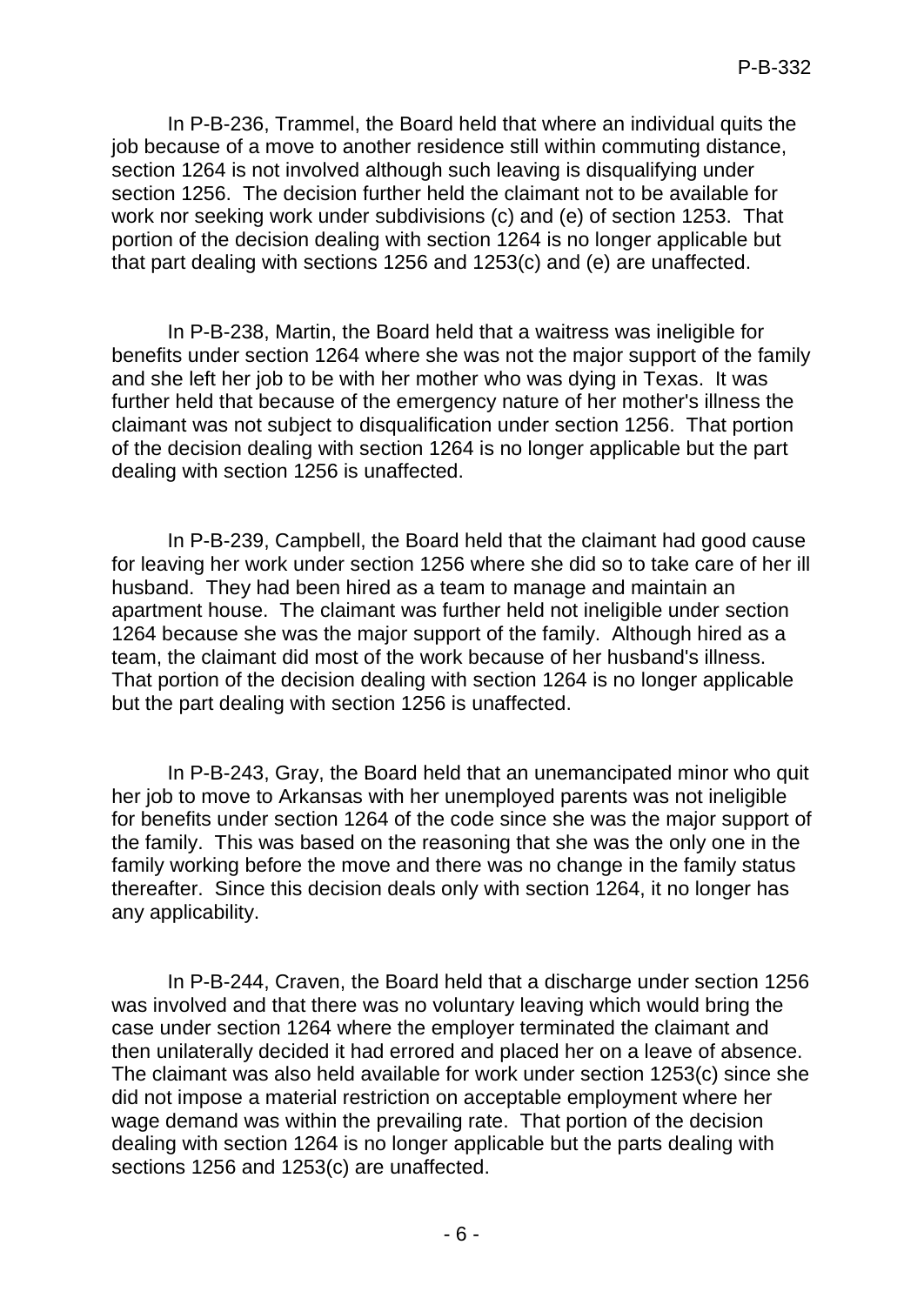In P-B-236, Trammel, the Board held that where an individual quits the job because of a move to another residence still within commuting distance, section 1264 is not involved although such leaving is disqualifying under section 1256. The decision further held the claimant not to be available for work nor seeking work under subdivisions (c) and (e) of section 1253. That portion of the decision dealing with section 1264 is no longer applicable but that part dealing with sections 1256 and 1253(c) and (e) are unaffected.

In P-B-238, Martin, the Board held that a waitress was ineligible for benefits under section 1264 where she was not the major support of the family and she left her job to be with her mother who was dying in Texas. It was further held that because of the emergency nature of her mother's illness the claimant was not subject to disqualification under section 1256. That portion of the decision dealing with section 1264 is no longer applicable but the part dealing with section 1256 is unaffected.

In P-B-239, Campbell, the Board held that the claimant had good cause for leaving her work under section 1256 where she did so to take care of her ill husband. They had been hired as a team to manage and maintain an apartment house. The claimant was further held not ineligible under section 1264 because she was the major support of the family. Although hired as a team, the claimant did most of the work because of her husband's illness. That portion of the decision dealing with section 1264 is no longer applicable but the part dealing with section 1256 is unaffected.

In P-B-243, Gray, the Board held that an unemancipated minor who quit her job to move to Arkansas with her unemployed parents was not ineligible for benefits under section 1264 of the code since she was the major support of the family. This was based on the reasoning that she was the only one in the family working before the move and there was no change in the family status thereafter. Since this decision deals only with section 1264, it no longer has any applicability.

In P-B-244, Craven, the Board held that a discharge under section 1256 was involved and that there was no voluntary leaving which would bring the case under section 1264 where the employer terminated the claimant and then unilaterally decided it had errored and placed her on a leave of absence. The claimant was also held available for work under section 1253(c) since she did not impose a material restriction on acceptable employment where her wage demand was within the prevailing rate. That portion of the decision dealing with section 1264 is no longer applicable but the parts dealing with sections 1256 and 1253(c) are unaffected.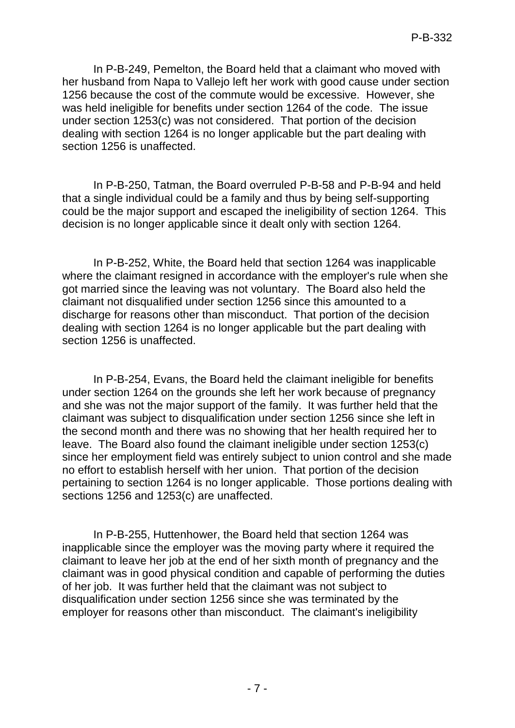In P-B-249, Pemelton, the Board held that a claimant who moved with her husband from Napa to Vallejo left her work with good cause under section 1256 because the cost of the commute would be excessive. However, she was held ineligible for benefits under section 1264 of the code. The issue under section 1253(c) was not considered. That portion of the decision dealing with section 1264 is no longer applicable but the part dealing with section 1256 is unaffected.

In P-B-250, Tatman, the Board overruled P-B-58 and P-B-94 and held that a single individual could be a family and thus by being self-supporting could be the major support and escaped the ineligibility of section 1264. This decision is no longer applicable since it dealt only with section 1264.

In P-B-252, White, the Board held that section 1264 was inapplicable where the claimant resigned in accordance with the employer's rule when she got married since the leaving was not voluntary. The Board also held the claimant not disqualified under section 1256 since this amounted to a discharge for reasons other than misconduct. That portion of the decision dealing with section 1264 is no longer applicable but the part dealing with section 1256 is unaffected.

In P-B-254, Evans, the Board held the claimant ineligible for benefits under section 1264 on the grounds she left her work because of pregnancy and she was not the major support of the family. It was further held that the claimant was subject to disqualification under section 1256 since she left in the second month and there was no showing that her health required her to leave. The Board also found the claimant ineligible under section 1253(c) since her employment field was entirely subject to union control and she made no effort to establish herself with her union. That portion of the decision pertaining to section 1264 is no longer applicable. Those portions dealing with sections 1256 and 1253(c) are unaffected.

In P-B-255, Huttenhower, the Board held that section 1264 was inapplicable since the employer was the moving party where it required the claimant to leave her job at the end of her sixth month of pregnancy and the claimant was in good physical condition and capable of performing the duties of her job. It was further held that the claimant was not subject to disqualification under section 1256 since she was terminated by the employer for reasons other than misconduct. The claimant's ineligibility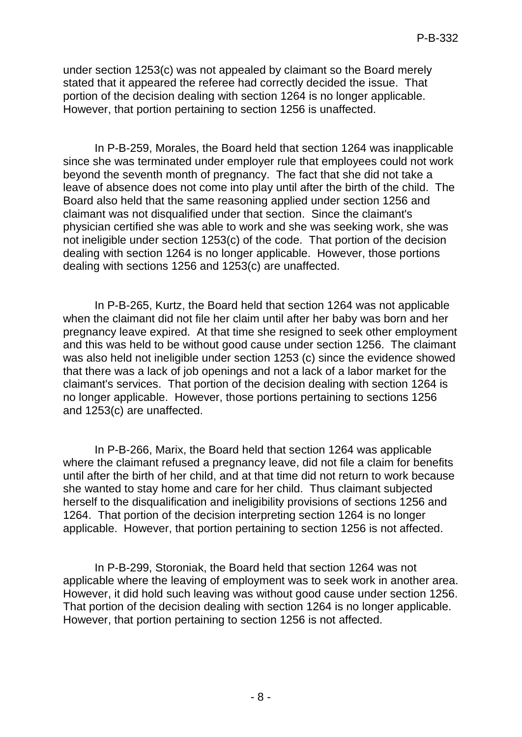under section 1253(c) was not appealed by claimant so the Board merely stated that it appeared the referee had correctly decided the issue. That portion of the decision dealing with section 1264 is no longer applicable. However, that portion pertaining to section 1256 is unaffected.

In P-B-259, Morales, the Board held that section 1264 was inapplicable since she was terminated under employer rule that employees could not work beyond the seventh month of pregnancy. The fact that she did not take a leave of absence does not come into play until after the birth of the child. The Board also held that the same reasoning applied under section 1256 and claimant was not disqualified under that section. Since the claimant's physician certified she was able to work and she was seeking work, she was not ineligible under section 1253(c) of the code. That portion of the decision dealing with section 1264 is no longer applicable. However, those portions dealing with sections 1256 and 1253(c) are unaffected.

In P-B-265, Kurtz, the Board held that section 1264 was not applicable when the claimant did not file her claim until after her baby was born and her pregnancy leave expired. At that time she resigned to seek other employment and this was held to be without good cause under section 1256. The claimant was also held not ineligible under section 1253 (c) since the evidence showed that there was a lack of job openings and not a lack of a labor market for the claimant's services. That portion of the decision dealing with section 1264 is no longer applicable. However, those portions pertaining to sections 1256 and 1253(c) are unaffected.

In P-B-266, Marix, the Board held that section 1264 was applicable where the claimant refused a pregnancy leave, did not file a claim for benefits until after the birth of her child, and at that time did not return to work because she wanted to stay home and care for her child. Thus claimant subjected herself to the disqualification and ineligibility provisions of sections 1256 and 1264. That portion of the decision interpreting section 1264 is no longer applicable. However, that portion pertaining to section 1256 is not affected.

In P-B-299, Storoniak, the Board held that section 1264 was not applicable where the leaving of employment was to seek work in another area. However, it did hold such leaving was without good cause under section 1256. That portion of the decision dealing with section 1264 is no longer applicable. However, that portion pertaining to section 1256 is not affected.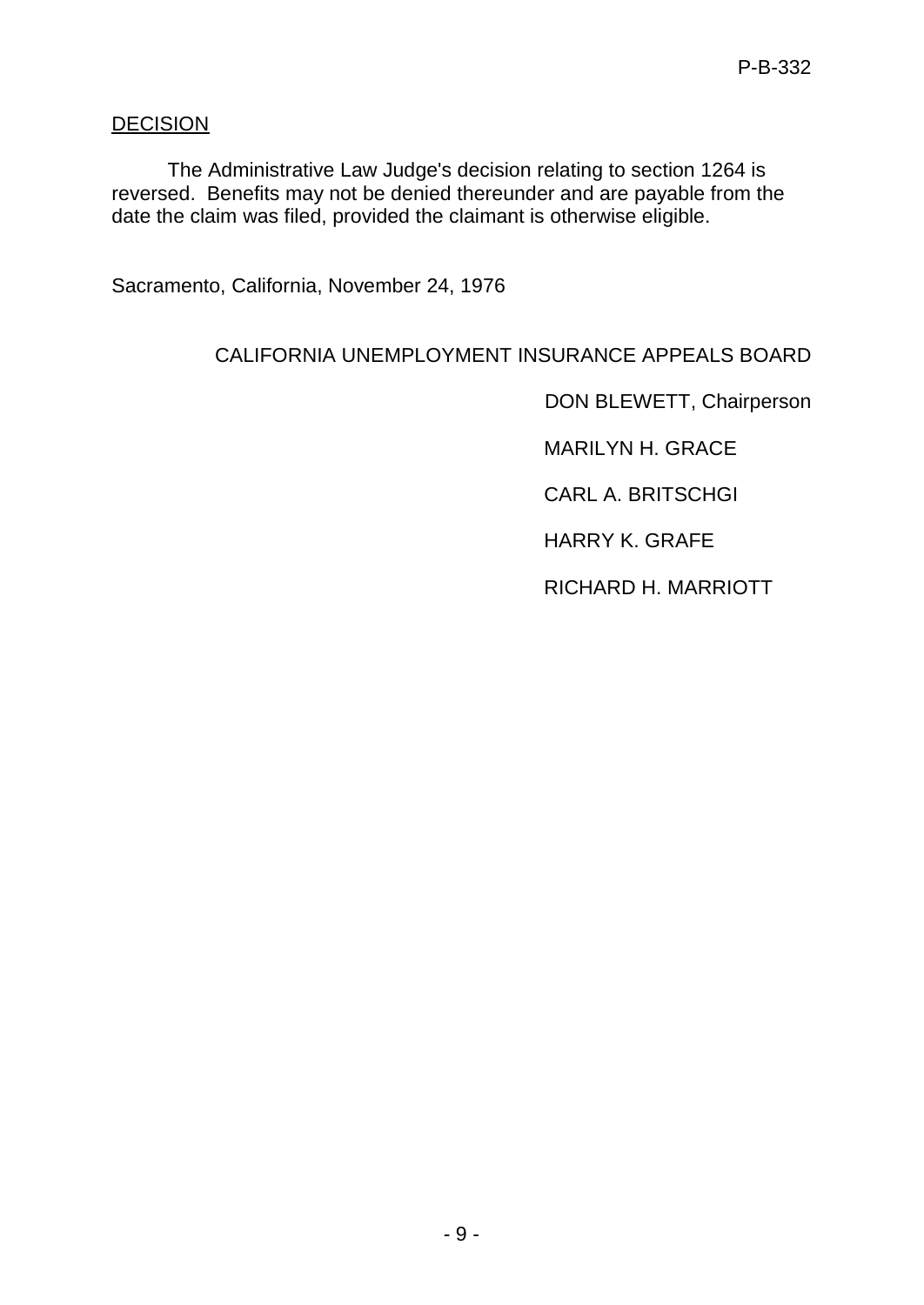DECISION

The Administrative Law Judge's decision relating to section 1264 is reversed. Benefits may not be denied thereunder and are payable from the date the claim was filed, provided the claimant is otherwise eligible.

Sacramento, California, November 24, 1976

CALIFORNIA UNEMPLOYMENT INSURANCE APPEALS BOARD

DON BLEWETT, Chairperson

MARILYN H. GRACE

CARL A. BRITSCHGI

HARRY K. GRAFE

RICHARD H. MARRIOTT